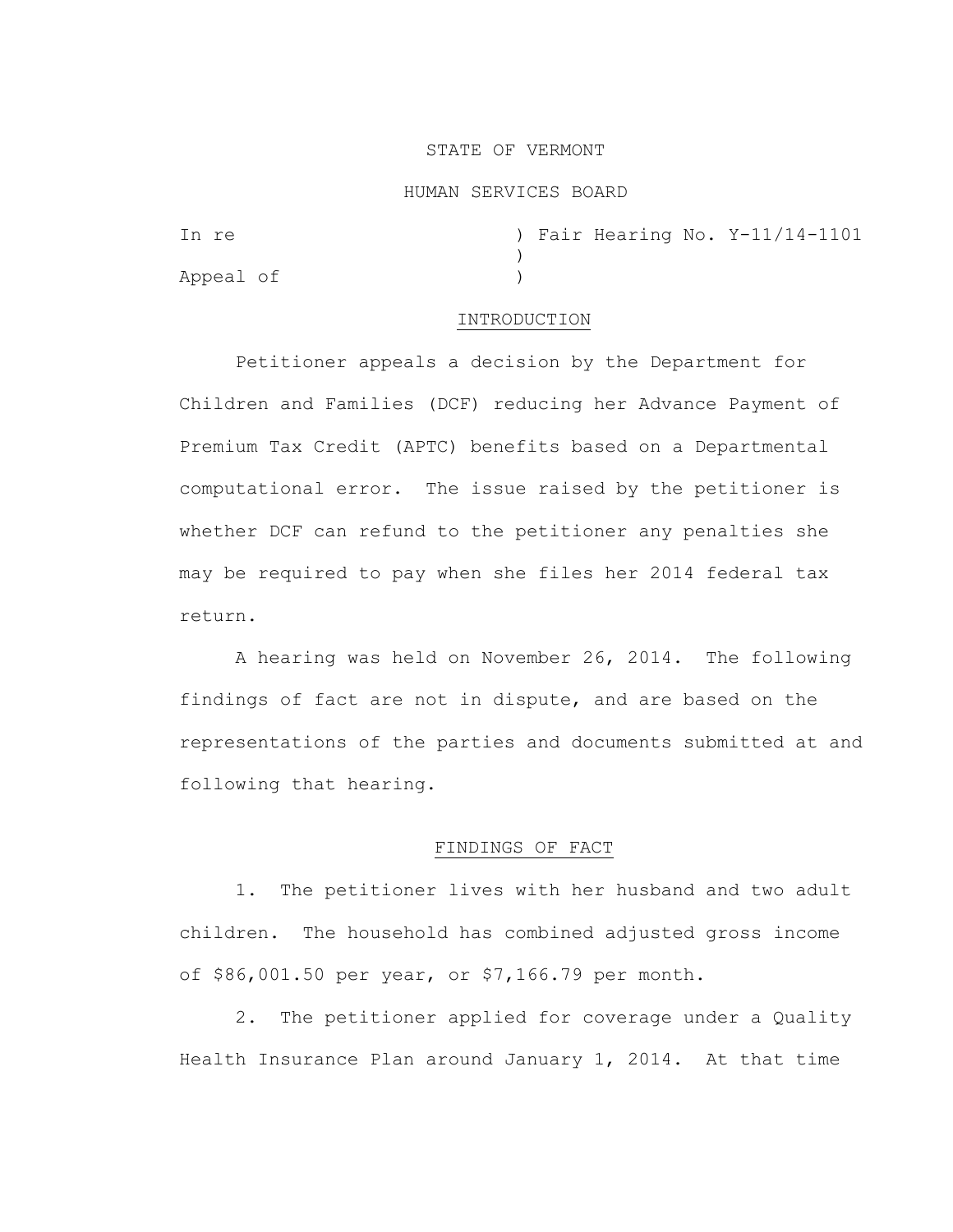STATE OF VERMONT

HUMAN SERVICES BOARD

In re ) Fair Hearing No. Y-11/14-1101
)
Appeal of )

## INTRODUCTION

Petitioner appeals a decision by the Department for Children and Families (DCF) reducing her Advance Payment of Premium Tax Credit (APTC) benefits based on a Departmental computational error. The issue raised by the petitioner is whether DCF can refund to the petitioner any penalties she may be required to pay when she files her 2014 federal tax return.

A hearing was held on November 26, 2014. The following findings of fact are not in dispute, and are based on the representations of the parties and documents submitted at and following that hearing.

## FINDINGS OF FACT

1. The petitioner lives with her husband and two adult children. The household has combined adjusted gross income of $86,001.50 per year, or $7,166.79 per month.

2. The petitioner applied for coverage under a Quality Health Insurance Plan around January 1, 2014. At that time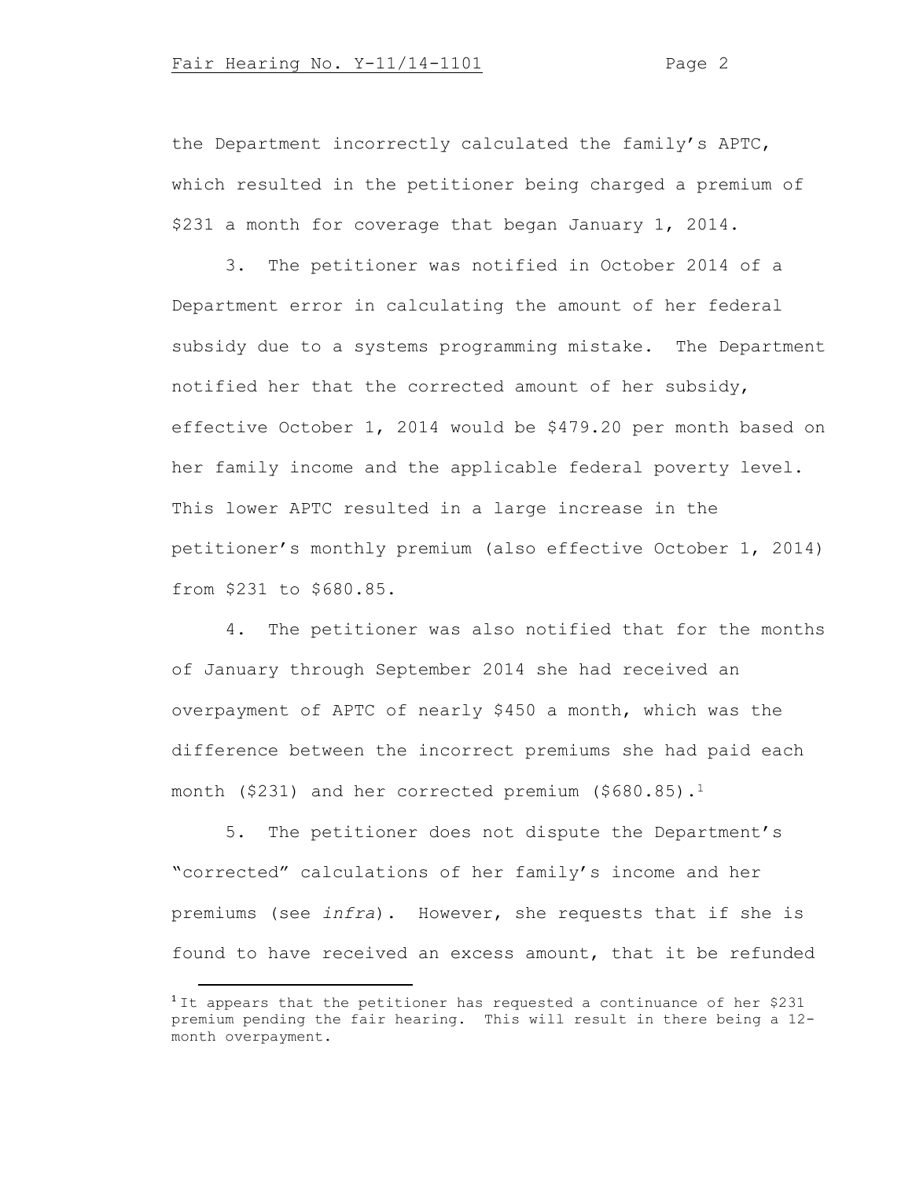the Department incorrectly calculated the family's APTC, which resulted in the petitioner being charged a premium of $231 a month for coverage that began January 1, 2014.

3. The petitioner was notified in October 2014 of a Department error in calculating the amount of her federal subsidy due to a systems programming mistake. The Department notified her that the corrected amount of her subsidy, effective October 1, 2014 would be $479.20 per month based on her family income and the applicable federal poverty level. This lower APTC resulted in a large increase in the petitioner's monthly premium (also effective October 1, 2014) from $231 to $680.85.

4. The petitioner was also notified that for the months of January through September 2014 she had received an overpayment of APTC of nearly $450 a month, which was the difference between the incorrect premiums she had paid each month ($231) and her corrected premium ($680.85).[1]

5. The petitioner does not dispute the Department's "corrected" calculations of her family's income and her premiums (see *infra*). However, she requests that if she is found to have received an excess amount, that it be refunded

---

[1] It appears that the petitioner has requested a continuance of her $231 premium pending the fair hearing. This will result in there being a 12-month overpayment.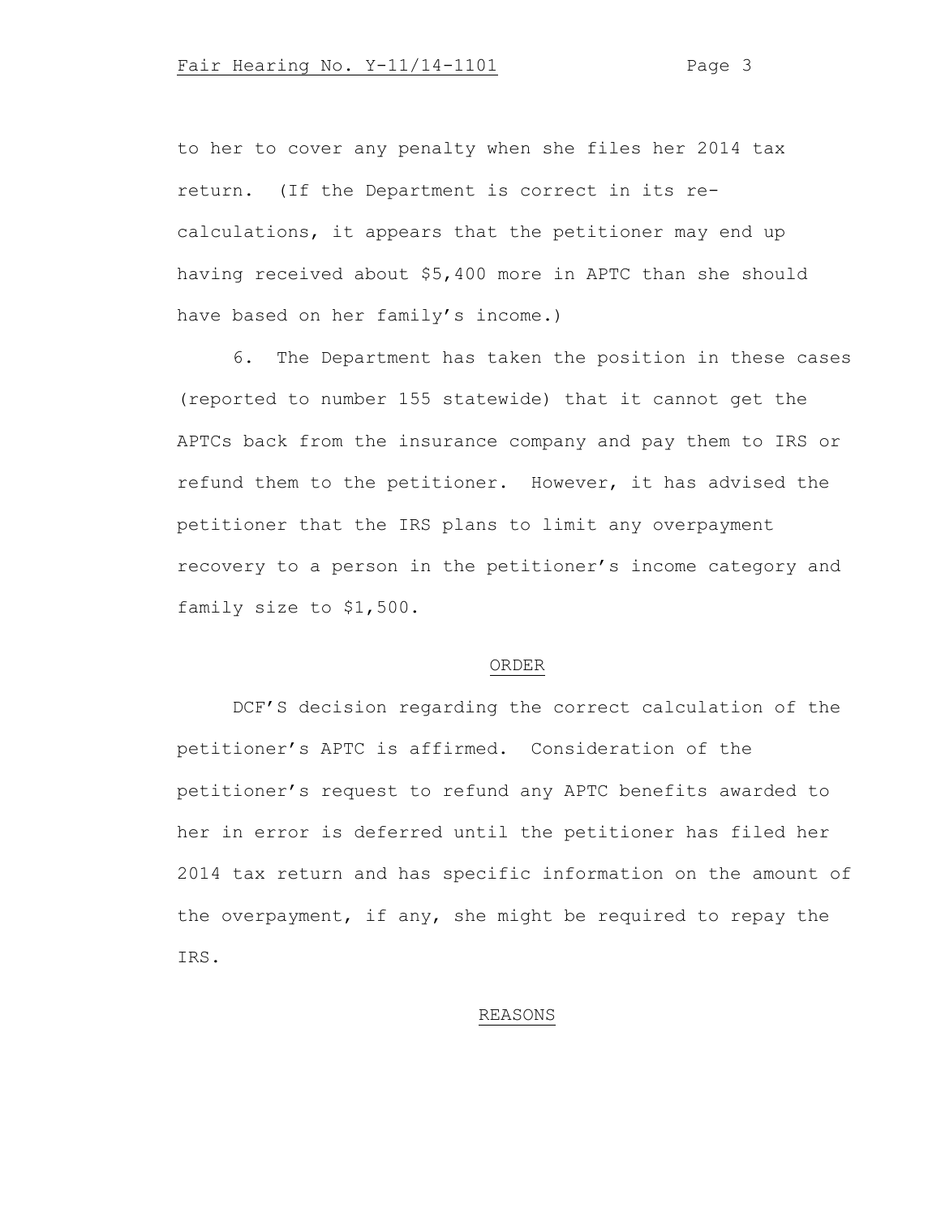to her to cover any penalty when she files her 2014 tax return. (If the Department is correct in its re-calculations, it appears that the petitioner may end up having received about $5,400 more in APTC than she should have based on her family's income.)

6. The Department has taken the position in these cases (reported to number 155 statewide) that it cannot get the APTCs back from the insurance company and pay them to IRS or refund them to the petitioner. However, it has advised the petitioner that the IRS plans to limit any overpayment recovery to a person in the petitioner's income category and family size to $1,500.

## ORDER

DCF'S decision regarding the correct calculation of the petitioner's APTC is affirmed. Consideration of the petitioner's request to refund any APTC benefits awarded to her in error is deferred until the petitioner has filed her 2014 tax return and has specific information on the amount of the overpayment, if any, she might be required to repay the IRS.

## REASONS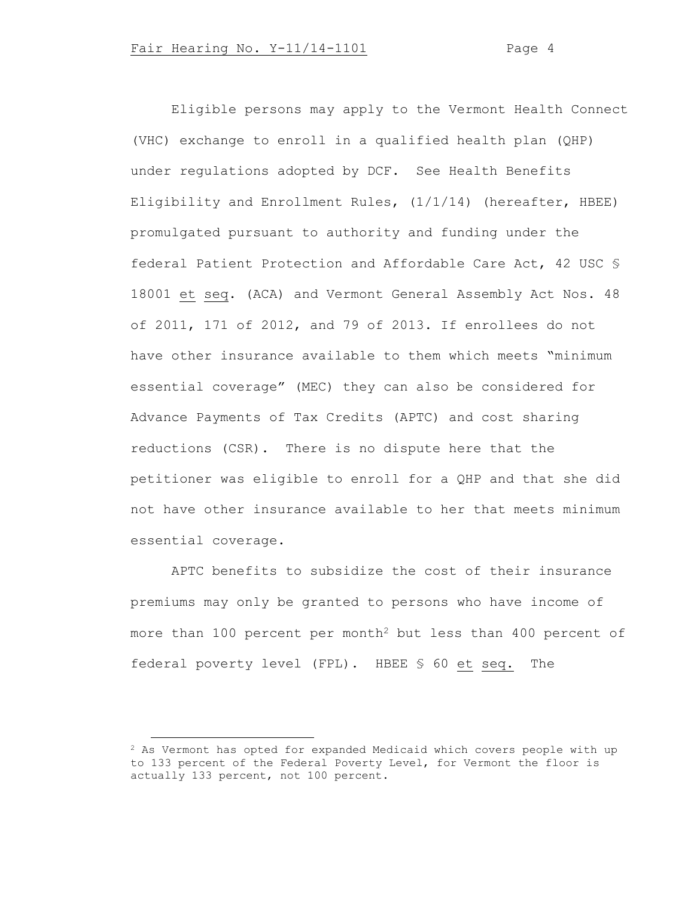Eligible persons may apply to the Vermont Health Connect (VHC) exchange to enroll in a qualified health plan (QHP) under regulations adopted by DCF. See Health Benefits Eligibility and Enrollment Rules, (1/1/14) (hereafter, HBEE) promulgated pursuant to authority and funding under the federal Patient Protection and Affordable Care Act, 42 USC § 18001 et seq. (ACA) and Vermont General Assembly Act Nos. 48 of 2011, 171 of 2012, and 79 of 2013. If enrollees do not have other insurance available to them which meets "minimum essential coverage" (MEC) they can also be considered for Advance Payments of Tax Credits (APTC) and cost sharing reductions (CSR). There is no dispute here that the petitioner was eligible to enroll for a QHP and that she did not have other insurance available to her that meets minimum essential coverage.

APTC benefits to subsidize the cost of their insurance premiums may only be granted to persons who have income of more than 100 percent per month[2] but less than 400 percent of federal poverty level (FPL). HBEE § 60 et seq. The

[2] As Vermont has opted for expanded Medicaid which covers people with up to 133 percent of the Federal Poverty Level, for Vermont the floor is actually 133 percent, not 100 percent.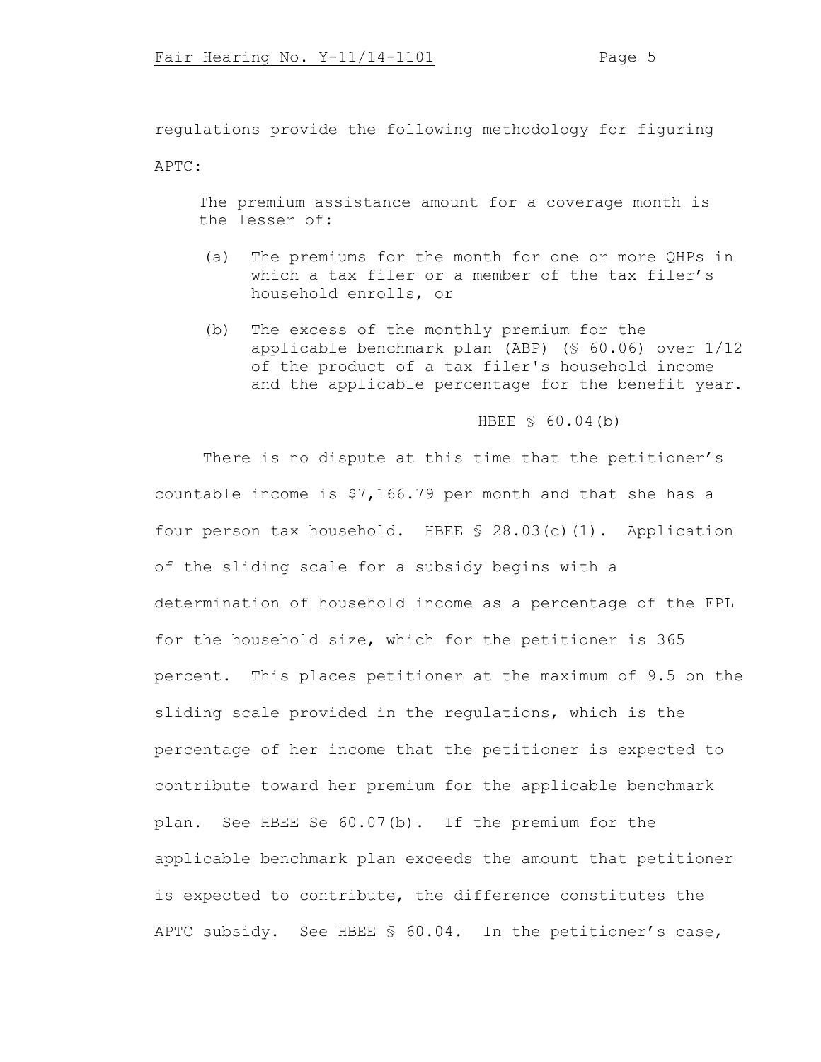regulations provide the following methodology for figuring APTC:

> The premium assistance amount for a coverage month is the lesser of:
>
> (a) The premiums for the month for one or more QHPs in which a tax filer or a member of the tax filer's household enrolls, or
>
> (b) The excess of the monthly premium for the applicable benchmark plan (ABP) (§ 60.06) over 1/12 of the product of a tax filer's household income and the applicable percentage for the benefit year.
>
> HBEE § 60.04(b)

There is no dispute at this time that the petitioner's countable income is $7,166.79 per month and that she has a four person tax household. HBEE § 28.03(c)(1). Application of the sliding scale for a subsidy begins with a determination of household income as a percentage of the FPL for the household size, which for the petitioner is 365 percent. This places petitioner at the maximum of 9.5 on the sliding scale provided in the regulations, which is the percentage of her income that the petitioner is expected to contribute toward her premium for the applicable benchmark plan. See HBEE Se 60.07(b). If the premium for the applicable benchmark plan exceeds the amount that petitioner is expected to contribute, the difference constitutes the APTC subsidy. See HBEE § 60.04. In the petitioner's case,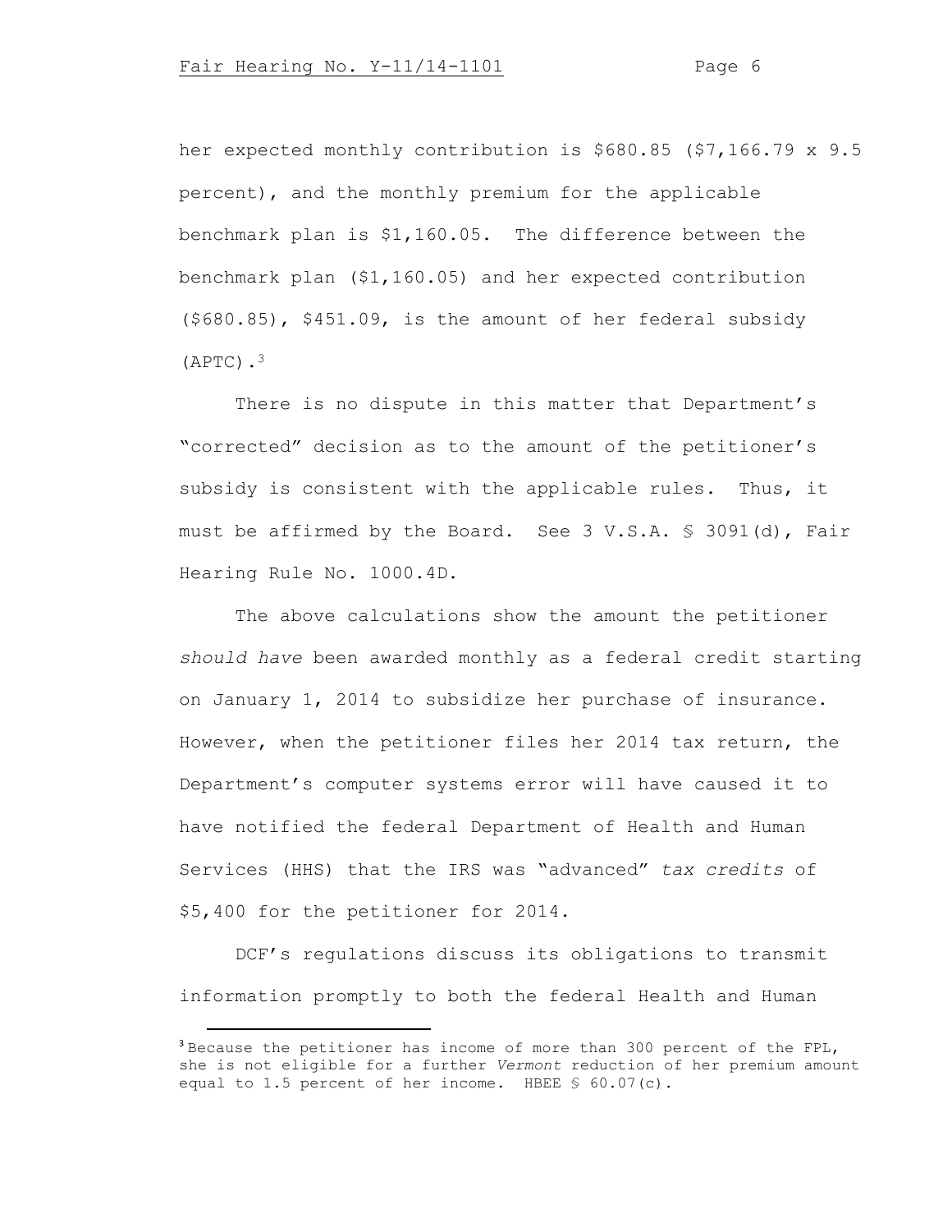her expected monthly contribution is $680.85 ($7,166.79 x 9.5 percent), and the monthly premium for the applicable benchmark plan is $1,160.05. The difference between the benchmark plan ($1,160.05) and her expected contribution ($680.85), $451.09, is the amount of her federal subsidy (APTC).[3]

There is no dispute in this matter that Department's "corrected" decision as to the amount of the petitioner's subsidy is consistent with the applicable rules. Thus, it must be affirmed by the Board. See 3 V.S.A. § 3091(d), Fair Hearing Rule No. 1000.4D.

The above calculations show the amount the petitioner *should have* been awarded monthly as a federal credit starting on January 1, 2014 to subsidize her purchase of insurance. However, when the petitioner files her 2014 tax return, the Department's computer systems error will have caused it to have notified the federal Department of Health and Human Services (HHS) that the IRS was "advanced" *tax credits* of $5,400 for the petitioner for 2014.

DCF's regulations discuss its obligations to transmit information promptly to both the federal Health and Human

---

[3] Because the petitioner has income of more than 300 percent of the FPL, she is not eligible for a further *Vermont* reduction of her premium amount equal to 1.5 percent of her income. HBEE § 60.07(c).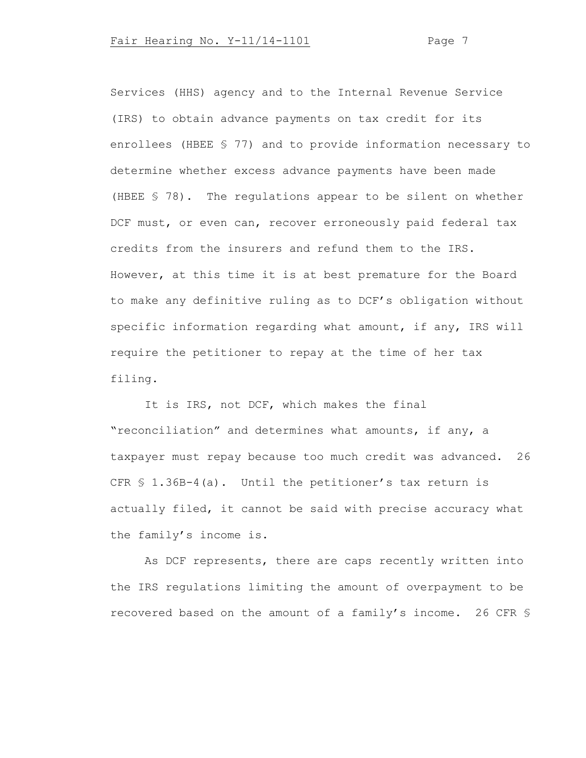Services (HHS) agency and to the Internal Revenue Service (IRS) to obtain advance payments on tax credit for its enrollees (HBEE § 77) and to provide information necessary to determine whether excess advance payments have been made (HBEE § 78). The regulations appear to be silent on whether DCF must, or even can, recover erroneously paid federal tax credits from the insurers and refund them to the IRS. However, at this time it is at best premature for the Board to make any definitive ruling as to DCF's obligation without specific information regarding what amount, if any, IRS will require the petitioner to repay at the time of her tax filing.

It is IRS, not DCF, which makes the final "reconciliation" and determines what amounts, if any, a taxpayer must repay because too much credit was advanced. 26 CFR § 1.36B-4(a). Until the petitioner's tax return is actually filed, it cannot be said with precise accuracy what the family's income is.

As DCF represents, there are caps recently written into the IRS regulations limiting the amount of overpayment to be recovered based on the amount of a family's income. 26 CFR §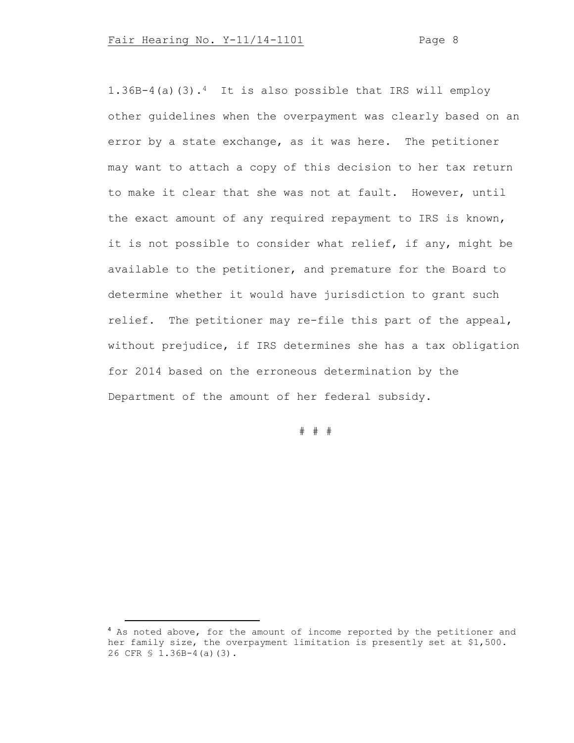1.36B-4(a)(3).[4] It is also possible that IRS will employ other guidelines when the overpayment was clearly based on an error by a state exchange, as it was here. The petitioner may want to attach a copy of this decision to her tax return to make it clear that she was not at fault. However, until the exact amount of any required repayment to IRS is known, it is not possible to consider what relief, if any, might be available to the petitioner, and premature for the Board to determine whether it would have jurisdiction to grant such relief. The petitioner may re-file this part of the appeal, without prejudice, if IRS determines she has a tax obligation for 2014 based on the erroneous determination by the Department of the amount of her federal subsidy.

# # #

[4] As noted above, for the amount of income reported by the petitioner and her family size, the overpayment limitation is presently set at $1,500. 26 CFR § 1.36B-4(a)(3).